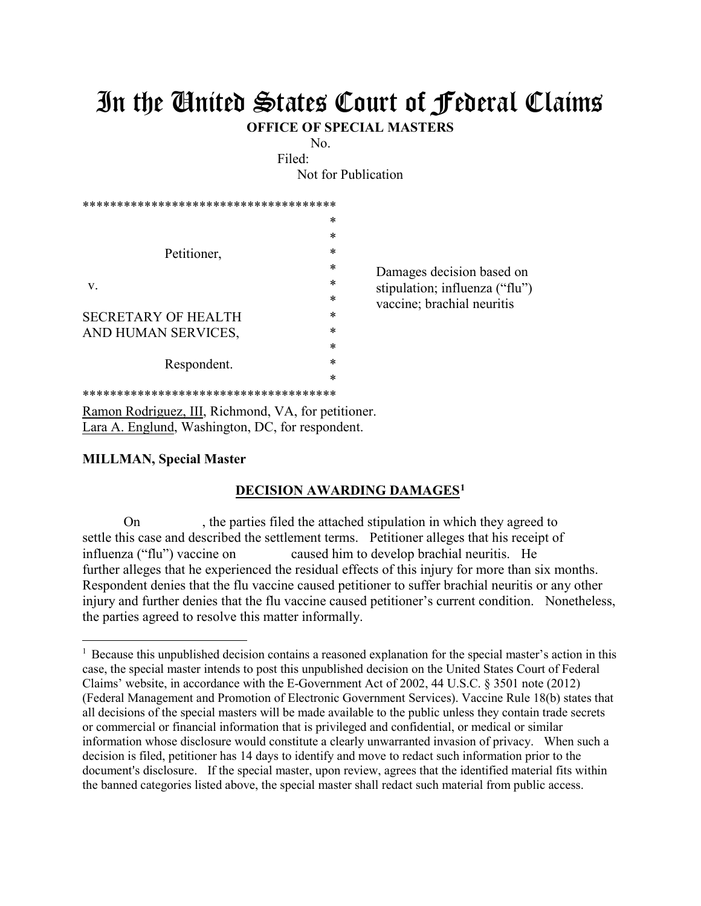# In the United States Court of Federal Claims

**OFFICE OF SPECIAL MASTERS**

No.

Filed:

Not for Publication

```
*************************************
                                    *
                                    *
          Petitioner,               *
                                    *
 v.                                 *
                                    *
SECRETARY OF HEALTH                 *
AND HUMAN SERVICES,                 *
                                    *
          Respondent.               *
                                    *
*************************************
```

Damages decision based on stipulation; influenza ("flu") vaccine; brachial neuritis

Ramon Rodriguez, III, Richmond, VA, for petitioner.
Lara A. Englund, Washington, DC, for respondent.

**MILLMAN, Special Master**

## DECISION AWARDING DAMAGES[1]

On , the parties filed the attached stipulation in which they agreed to settle this case and described the settlement terms. Petitioner alleges that his receipt of influenza ("flu") vaccine on caused him to develop brachial neuritis. He further alleges that he experienced the residual effects of this injury for more than six months. Respondent denies that the flu vaccine caused petitioner to suffer brachial neuritis or any other injury and further denies that the flu vaccine caused petitioner's current condition. Nonetheless, the parties agreed to resolve this matter informally.

---

[1] Because this unpublished decision contains a reasoned explanation for the special master's action in this case, the special master intends to post this unpublished decision on the United States Court of Federal Claims' website, in accordance with the E-Government Act of 2002, 44 U.S.C. § 3501 note (2012) (Federal Management and Promotion of Electronic Government Services). Vaccine Rule 18(b) states that all decisions of the special masters will be made available to the public unless they contain trade secrets or commercial or financial information that is privileged and confidential, or medical or similar information whose disclosure would constitute a clearly unwarranted invasion of privacy. When such a decision is filed, petitioner has 14 days to identify and move to redact such information prior to the document's disclosure. If the special master, upon review, agrees that the identified material fits within the banned categories listed above, the special master shall redact such material from public access.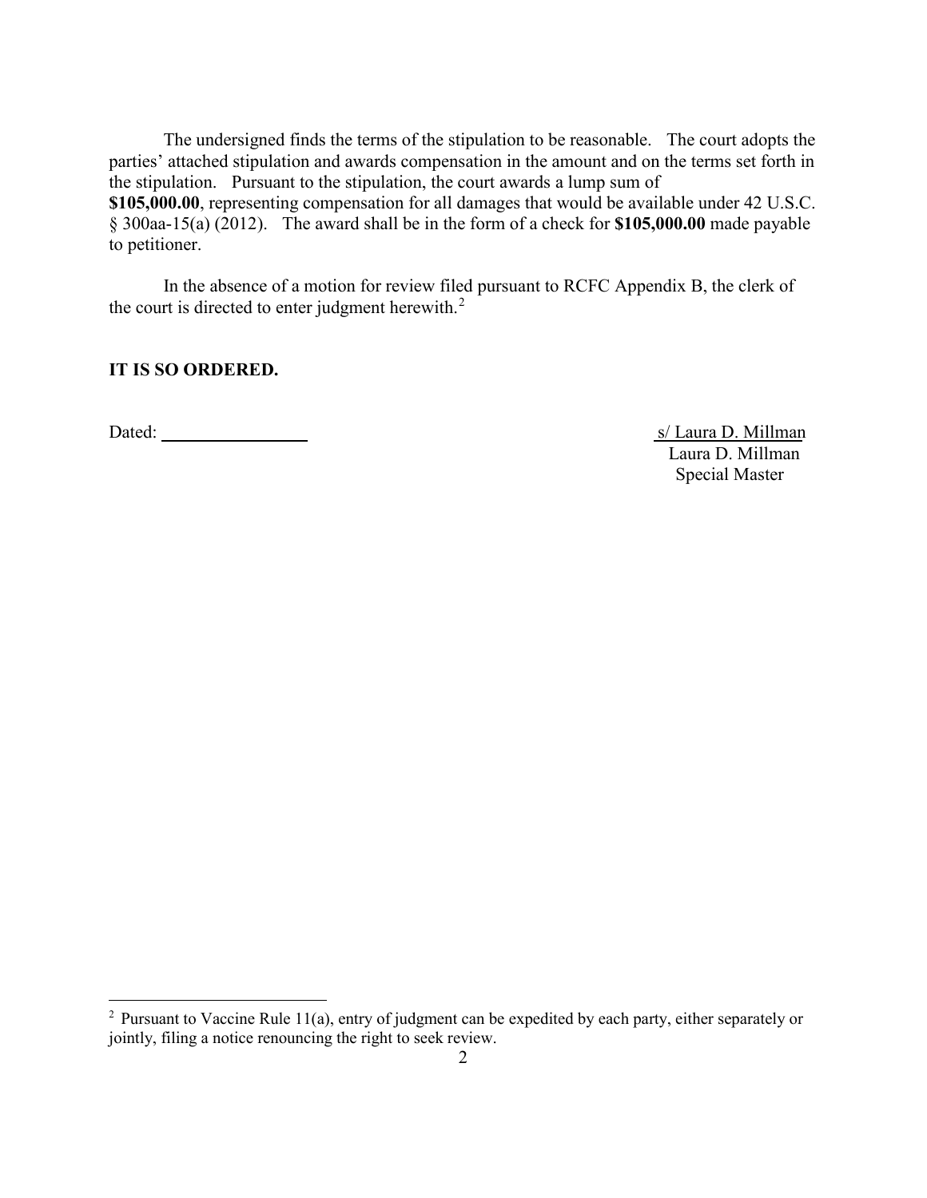The undersigned finds the terms of the stipulation to be reasonable. The court adopts the parties' attached stipulation and awards compensation in the amount and on the terms set forth in the stipulation. Pursuant to the stipulation, the court awards a lump sum of **$105,000.00**, representing compensation for all damages that would be available under 42 U.S.C. § 300aa-15(a) (2012). The award shall be in the form of a check for **$105,000.00** made payable to petitioner.

In the absence of a motion for review filed pursuant to RCFC Appendix B, the clerk of the court is directed to enter judgment herewith.[2]

**IT IS SO ORDERED.**

Dated: ________________

s/ Laura D. Millman
Laura D. Millman
Special Master

---

[2] Pursuant to Vaccine Rule 11(a), entry of judgment can be expedited by each party, either separately or jointly, filing a notice renouncing the right to seek review.